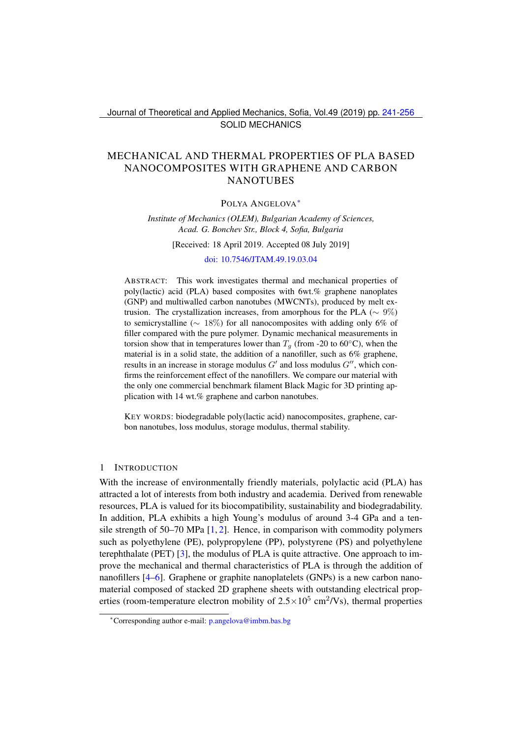SOLID MECHANICS

# MECHANICAL AND THERMAL PROPERTIES OF PLA BASED NANOCOMPOSITES WITH GRAPHENE AND CARBON NANOTUBES

POLYA ANGELOVA*

*Institute of Mechanics (OLEM), Bulgarian Academy of Sciences, Acad. G. Bonchev Str., Block 4, Sofia, Bulgaria*

[Received: 18 April 2019. Accepted 08 July 2019]

doi: 10.7546/JTAM.49.19.03.04

ABSTRACT: This work investigates thermal and mechanical properties of poly(lactic) acid (PLA) based composites with 6wt.% graphene nanoplates (GNP) and multiwalled carbon nanotubes (MWCNTs), produced by melt extrusion. The crystallization increases, from amorphous for the PLA ($\sim 9\%$) to semicrystalline ($\sim 18\%$) for all nanocomposites with adding only 6% of filler compared with the pure polymer. Dynamic mechanical measurements in torsion show that in temperatures lower than $T_g$ (from -20 to 60°C), when the material is in a solid state, the addition of a nanofiller, such as 6% graphene, results in an increase in storage modulus $G'$ and loss modulus $G''$, which confirms the reinforcement effect of the nanofillers. We compare our material with the only one commercial benchmark filament Black Magic for 3D printing application with 14 wt.% graphene and carbon nanotubes.

KEY WORDS: biodegradable poly(lactic acid) nanocomposites, graphene, carbon nanotubes, loss modulus, storage modulus, thermal stability.

## 1 INTRODUCTION

With the increase of environmentally friendly materials, polylactic acid (PLA) has attracted a lot of interests from both industry and academia. Derived from renewable resources, PLA is valued for its biocompatibility, sustainability and biodegradability. In addition, PLA exhibits a high Young's modulus of around 3-4 GPa and a tensile strength of 50–70 MPa [1, 2]. Hence, in comparison with commodity polymers such as polyethylene (PE), polypropylene (PP), polystyrene (PS) and polyethylene terephthalate (PET) [3], the modulus of PLA is quite attractive. One approach to improve the mechanical and thermal characteristics of PLA is through the addition of nanofillers [4–6]. Graphene or graphite nanoplatelets (GNPs) is a new carbon nanomaterial composed of stacked 2D graphene sheets with outstanding electrical properties (room-temperature electron mobility of $2.5\times10^5$ cm$^2$/Vs), thermal properties

*Corresponding author e-mail: p.angelova@imbm.bas.bg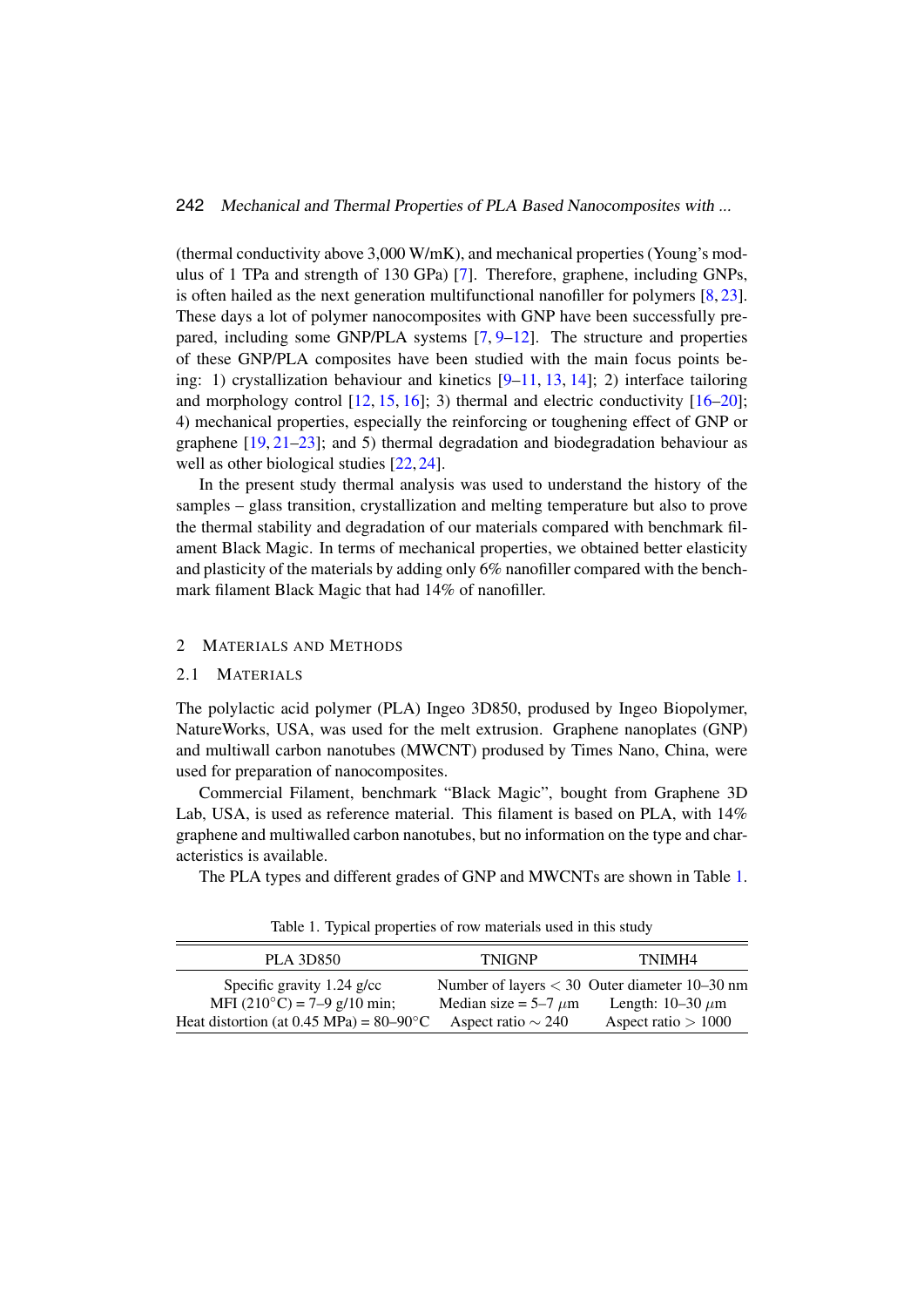(thermal conductivity above 3,000 W/mK), and mechanical properties (Young's modulus of 1 TPa and strength of 130 GPa) [7]. Therefore, graphene, including GNPs, is often hailed as the next generation multifunctional nanofiller for polymers [8, 23]. These days a lot of polymer nanocomposites with GNP have been successfully prepared, including some GNP/PLA systems [7, 9–12]. The structure and properties of these GNP/PLA composites have been studied with the main focus points being: 1) crystallization behaviour and kinetics [9–11, 13, 14]; 2) interface tailoring and morphology control [12, 15, 16]; 3) thermal and electric conductivity [16–20]; 4) mechanical properties, especially the reinforcing or toughening effect of GNP or graphene [19, 21–23]; and 5) thermal degradation and biodegradation behaviour as well as other biological studies [22, 24].

In the present study thermal analysis was used to understand the history of the samples – glass transition, crystallization and melting temperature but also to prove the thermal stability and degradation of our materials compared with benchmark filament Black Magic. In terms of mechanical properties, we obtained better elasticity and plasticity of the materials by adding only 6% nanofiller compared with the benchmark filament Black Magic that had 14% of nanofiller.

## 2 Materials and Methods

### 2.1 Materials

The polylactic acid polymer (PLA) Ingeo 3D850, prodused by Ingeo Biopolymer, NatureWorks, USA, was used for the melt extrusion. Graphene nanoplates (GNP) and multiwall carbon nanotubes (MWCNT) prodused by Times Nano, China, were used for preparation of nanocomposites.

Commercial Filament, benchmark "Black Magic", bought from Graphene 3D Lab, USA, is used as reference material. This filament is based on PLA, with 14% graphene and multiwalled carbon nanotubes, but no information on the type and characteristics is available.

The PLA types and different grades of GNP and MWCNTs are shown in Table 1.

Table 1. Typical properties of row materials used in this study

| PLA 3D850 | TNIGNP | TNIMH4 |
|---|---|---|
| Specific gravity 1.24 g/cc | Number of layers $< 30$ | Outer diameter 10–30 nm |
| MFI (210°C) = 7–9 g/10 min; | Median size = 5–7 $\mu$m | Length: 10–30 $\mu$m |
| Heat distortion (at 0.45 MPa) = 80–90°C | Aspect ratio $\sim 240$ | Aspect ratio $> 1000$ |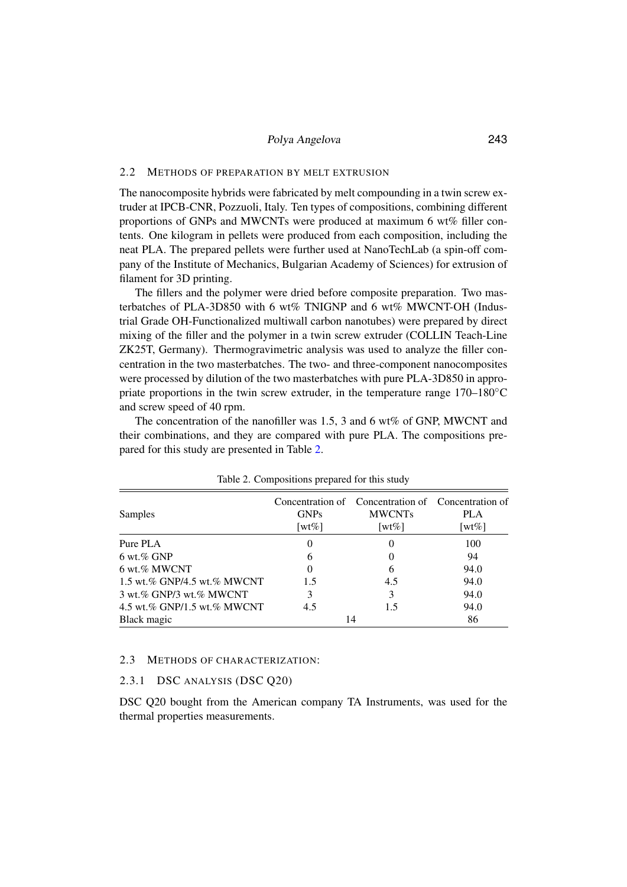### 2.2 METHODS OF PREPARATION BY MELT EXTRUSION

The nanocomposite hybrids were fabricated by melt compounding in a twin screw extruder at IPCB-CNR, Pozzuoli, Italy. Ten types of compositions, combining different proportions of GNPs and MWCNTs were produced at maximum 6 wt% filler contents. One kilogram in pellets were produced from each composition, including the neat PLA. The prepared pellets were further used at NanoTechLab (a spin-off company of the Institute of Mechanics, Bulgarian Academy of Sciences) for extrusion of filament for 3D printing.

The fillers and the polymer were dried before composite preparation. Two masterbatches of PLA-3D850 with 6 wt% TNIGNP and 6 wt% MWCNT-OH (Industrial Grade OH-Functionalized multiwall carbon nanotubes) were prepared by direct mixing of the filler and the polymer in a twin screw extruder (COLLIN Teach-Line ZK25T, Germany). Thermogravimetric analysis was used to analyze the filler concentration in the two masterbatches. The two- and three-component nanocomposites were processed by dilution of the two masterbatches with pure PLA-3D850 in appropriate proportions in the twin screw extruder, in the temperature range 170–180°C and screw speed of 40 rpm.

The concentration of the nanofiller was 1.5, 3 and 6 wt% of GNP, MWCNT and their combinations, and they are compared with pure PLA. The compositions prepared for this study are presented in Table 2.

Table 2. Compositions prepared for this study

| Samples | Concentration of GNPs [wt%] | Concentration of MWCNTs [wt%] | Concentration of PLA [wt%] |
|---|---|---|---|
| Pure PLA | 0 | 0 | 100 |
| 6 wt.% GNP | 6 | 0 | 94 |
| 6 wt.% MWCNT | 0 | 6 | 94.0 |
| 1.5 wt.% GNP/4.5 wt.% MWCNT | 1.5 | 4.5 | 94.0 |
| 3 wt.% GNP/3 wt.% MWCNT | 3 | 3 | 94.0 |
| 4.5 wt.% GNP/1.5 wt.% MWCNT | 4.5 | 1.5 | 94.0 |
| Black magic | 14 | | 86 |

### 2.3 METHODS OF CHARACTERIZATION:

#### 2.3.1 DSC ANALYSIS (DSC Q20)

DSC Q20 bought from the American company TA Instruments, was used for the thermal properties measurements.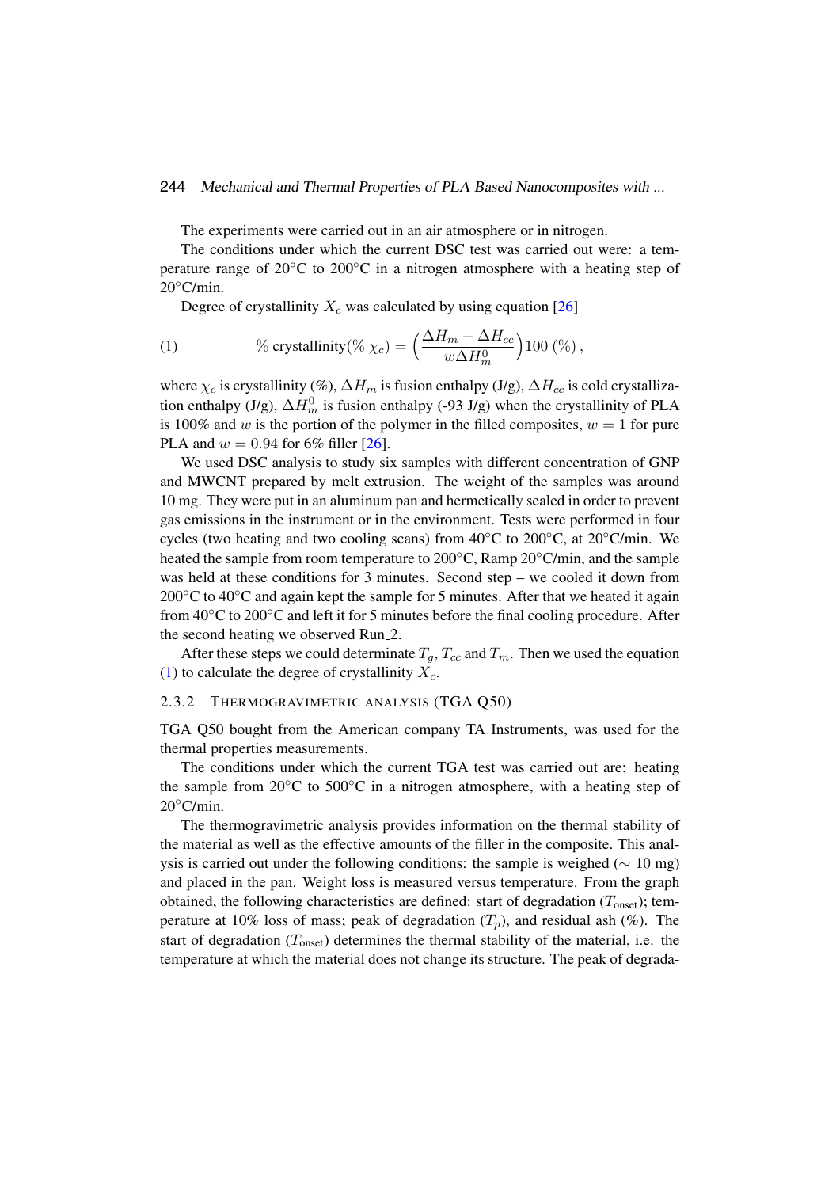The experiments were carried out in an air atmosphere or in nitrogen.

The conditions under which the current DSC test was carried out were: a temperature range of 20°C to 200°C in a nitrogen atmosphere with a heating step of 20°C/min.

Degree of crystallinity $X_c$ was calculated by using equation [26]

$$\% \text{ crystallinity}(\% \, \chi_c) = \Big(\frac{\Delta H_m - \Delta H_{cc}}{w \Delta H_m^0}\Big) 100 \, (\%) \,, \tag{1}$$

where $\chi_c$ is crystallinity (%), $\Delta H_m$ is fusion enthalpy (J/g), $\Delta H_{cc}$ is cold crystallization enthalpy (J/g), $\Delta H_m^0$ is fusion enthalpy (-93 J/g) when the crystallinity of PLA is 100% and $w$ is the portion of the polymer in the filled composites, $w = 1$ for pure PLA and $w = 0.94$ for 6% filler [26].

We used DSC analysis to study six samples with different concentration of GNP and MWCNT prepared by melt extrusion. The weight of the samples was around 10 mg. They were put in an aluminum pan and hermetically sealed in order to prevent gas emissions in the instrument or in the environment. Tests were performed in four cycles (two heating and two cooling scans) from 40°C to 200°C, at 20°C/min. We heated the sample from room temperature to 200°C, Ramp 20°C/min, and the sample was held at these conditions for 3 minutes. Second step – we cooled it down from 200°C to 40°C and again kept the sample for 5 minutes. After that we heated it again from 40°C to 200°C and left it for 5 minutes before the final cooling procedure. After the second heating we observed Run_2.

After these steps we could determinate $T_g$, $T_{cc}$ and $T_m$. Then we used the equation (1) to calculate the degree of crystallinity $X_c$.

#### 2.3.2 THERMOGRAVIMETRIC ANALYSIS (TGA Q50)

TGA Q50 bought from the American company TA Instruments, was used for the thermal properties measurements.

The conditions under which the current TGA test was carried out are: heating the sample from 20°C to 500°C in a nitrogen atmosphere, with a heating step of 20°C/min.

The thermogravimetric analysis provides information on the thermal stability of the material as well as the effective amounts of the filler in the composite. This analysis is carried out under the following conditions: the sample is weighed ($\sim 10$ mg) and placed in the pan. Weight loss is measured versus temperature. From the graph obtained, the following characteristics are defined: start of degradation ($T_{\text{onset}}$); temperature at 10% loss of mass; peak of degradation ($T_p$), and residual ash (%). The start of degradation ($T_{\text{onset}}$) determines the thermal stability of the material, i.e. the temperature at which the material does not change its structure. The peak of degrada-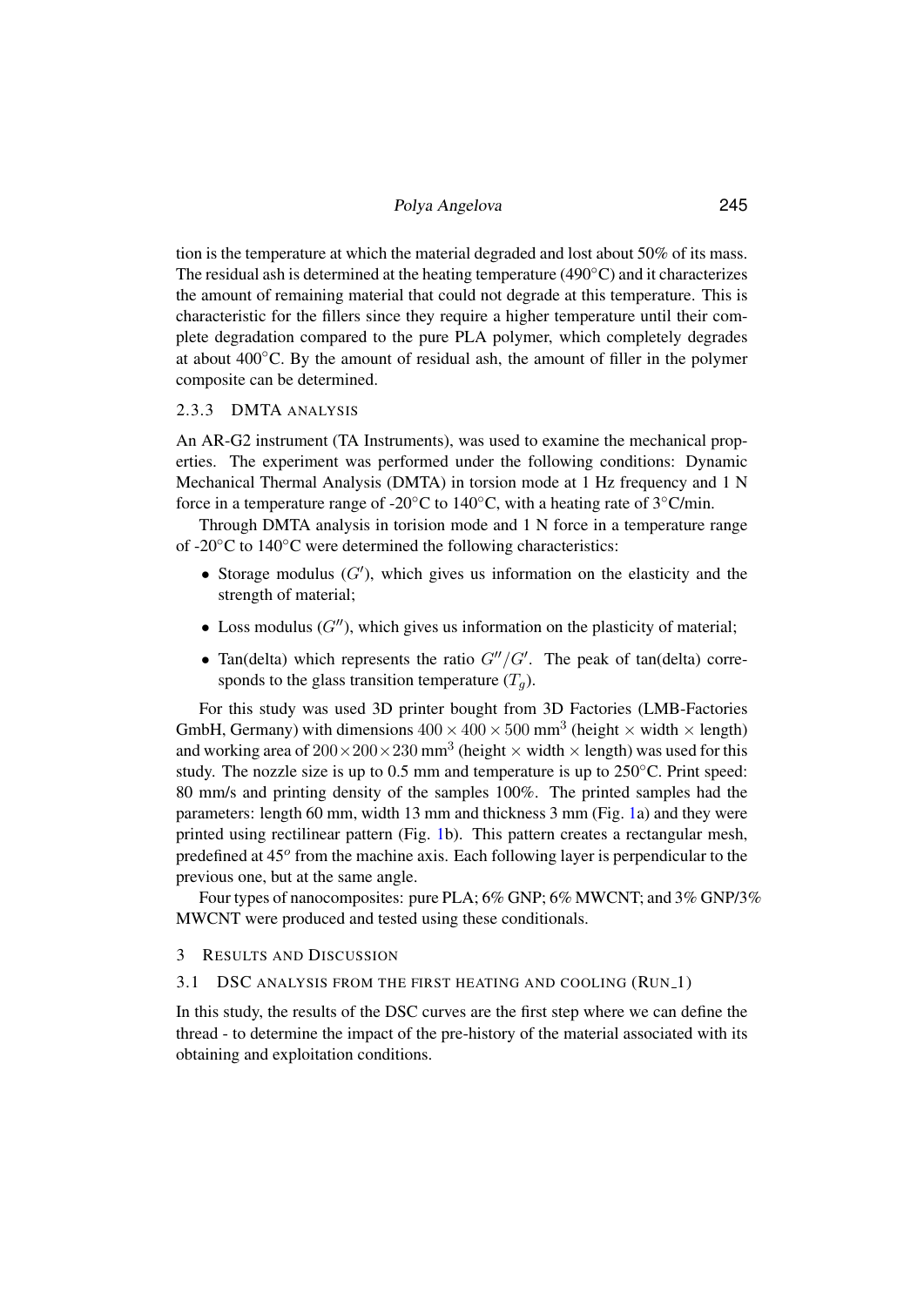tion is the temperature at which the material degraded and lost about 50% of its mass. The residual ash is determined at the heating temperature (490°C) and it characterizes the amount of remaining material that could not degrade at this temperature. This is characteristic for the fillers since they require a higher temperature until their complete degradation compared to the pure PLA polymer, which completely degrades at about 400°C. By the amount of residual ash, the amount of filler in the polymer composite can be determined.

### 2.3.3 DMTA analysis

An AR-G2 instrument (TA Instruments), was used to examine the mechanical properties. The experiment was performed under the following conditions: Dynamic Mechanical Thermal Analysis (DMTA) in torsion mode at 1 Hz frequency and 1 N force in a temperature range of -20°C to 140°C, with a heating rate of 3°C/min.

Through DMTA analysis in torision mode and 1 N force in a temperature range of -20°C to 140°C were determined the following characteristics:

- Storage modulus ($G'$), which gives us information on the elasticity and the strength of material;
- Loss modulus ($G''$), which gives us information on the plasticity of material;
- Tan(delta) which represents the ratio $G''/G'$. The peak of tan(delta) corresponds to the glass transition temperature ($T_g$).

For this study was used 3D printer bought from 3D Factories (LMB-Factories GmbH, Germany) with dimensions $400 \times 400 \times 500$ mm$^3$ (height × width × length) and working area of $200 \times 200 \times 230$ mm$^3$ (height × width × length) was used for this study. The nozzle size is up to 0.5 mm and temperature is up to 250°C. Print speed: 80 mm/s and printing density of the samples 100%. The printed samples had the parameters: length 60 mm, width 13 mm and thickness 3 mm (Fig. 1a) and they were printed using rectilinear pattern (Fig. 1b). This pattern creates a rectangular mesh, predefined at 45$^o$ from the machine axis. Each following layer is perpendicular to the previous one, but at the same angle.

Four types of nanocomposites: pure PLA; 6% GNP; 6% MWCNT; and 3% GNP/3% MWCNT were produced and tested using these conditionals.

## 3 Results and Discussion

### 3.1 DSC analysis from the first heating and cooling (Run_1)

In this study, the results of the DSC curves are the first step where we can define the thread - to determine the impact of the pre-history of the material associated with its obtaining and exploitation conditions.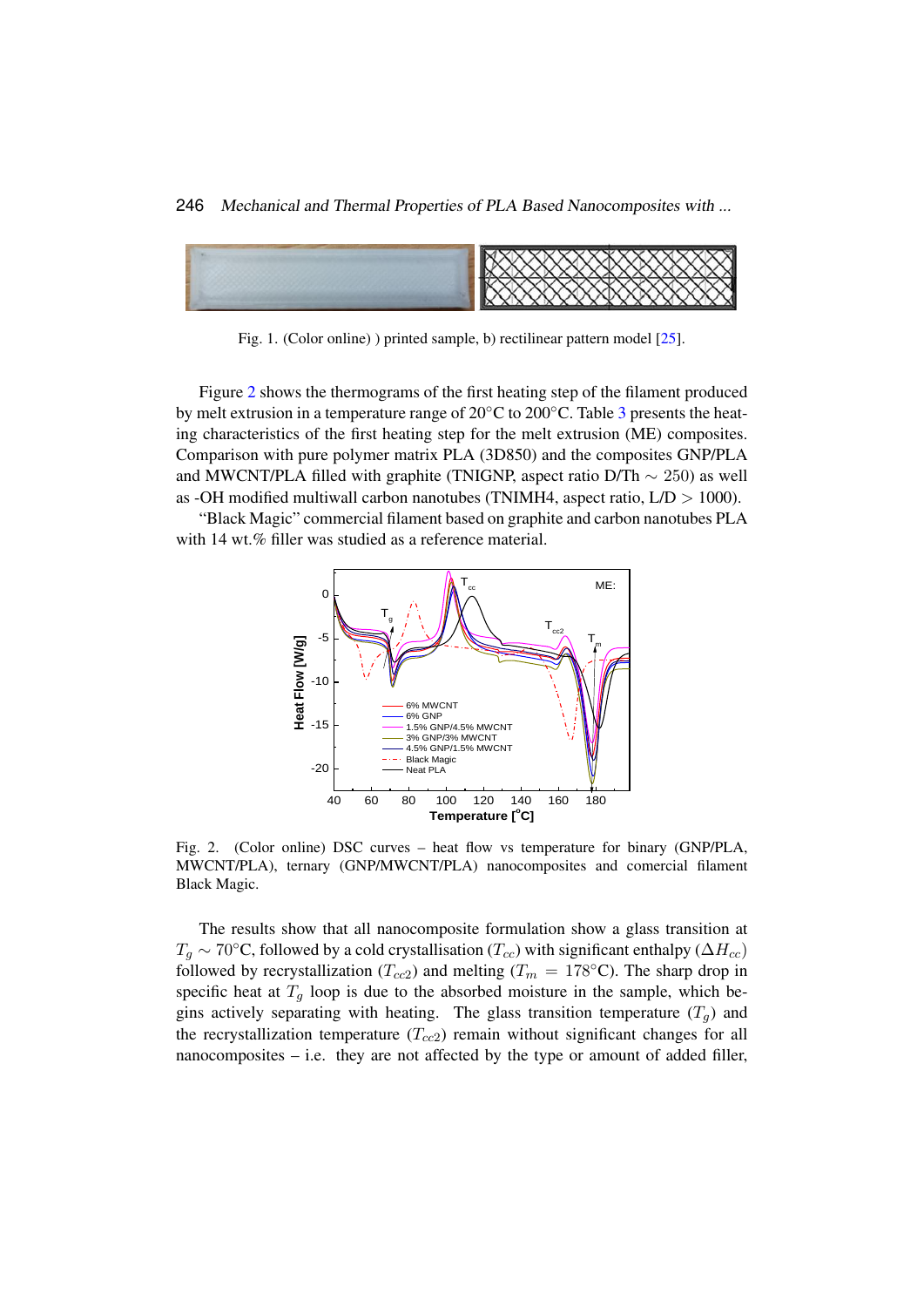Fig. 1. (Color online) ) printed sample, b) rectilinear pattern model [25].

Figure 2 shows the thermograms of the first heating step of the filament produced by melt extrusion in a temperature range of 20°C to 200°C. Table 3 presents the heating characteristics of the first heating step for the melt extrusion (ME) composites. Comparison with pure polymer matrix PLA (3D850) and the composites GNP/PLA and MWCNT/PLA filled with graphite (TNIGNP, aspect ratio D/Th $\sim 250$) as well as -OH modified multiwall carbon nanotubes (TNIMH4, aspect ratio, L/D $> 1000$).

"Black Magic" commercial filament based on graphite and carbon nanotubes PLA with 14 wt.% filler was studied as a reference material.

Fig. 2. (Color online) DSC curves – heat flow vs temperature for binary (GNP/PLA, MWCNT/PLA), ternary (GNP/MWCNT/PLA) nanocomposites and comercial filament Black Magic.

The results show that all nanocomposite formulation show a glass transition at $T_g \sim 70$°C, followed by a cold crystallisation ($T_{cc}$) with significant enthalpy ($\Delta H_{cc}$) followed by recrystallization ($T_{cc2}$) and melting ($T_m = 178$°C). The sharp drop in specific heat at $T_g$ loop is due to the absorbed moisture in the sample, which begins actively separating with heating. The glass transition temperature ($T_g$) and the recrystallization temperature ($T_{cc2}$) remain without significant changes for all nanocomposites – i.e. they are not affected by the type or amount of added filler,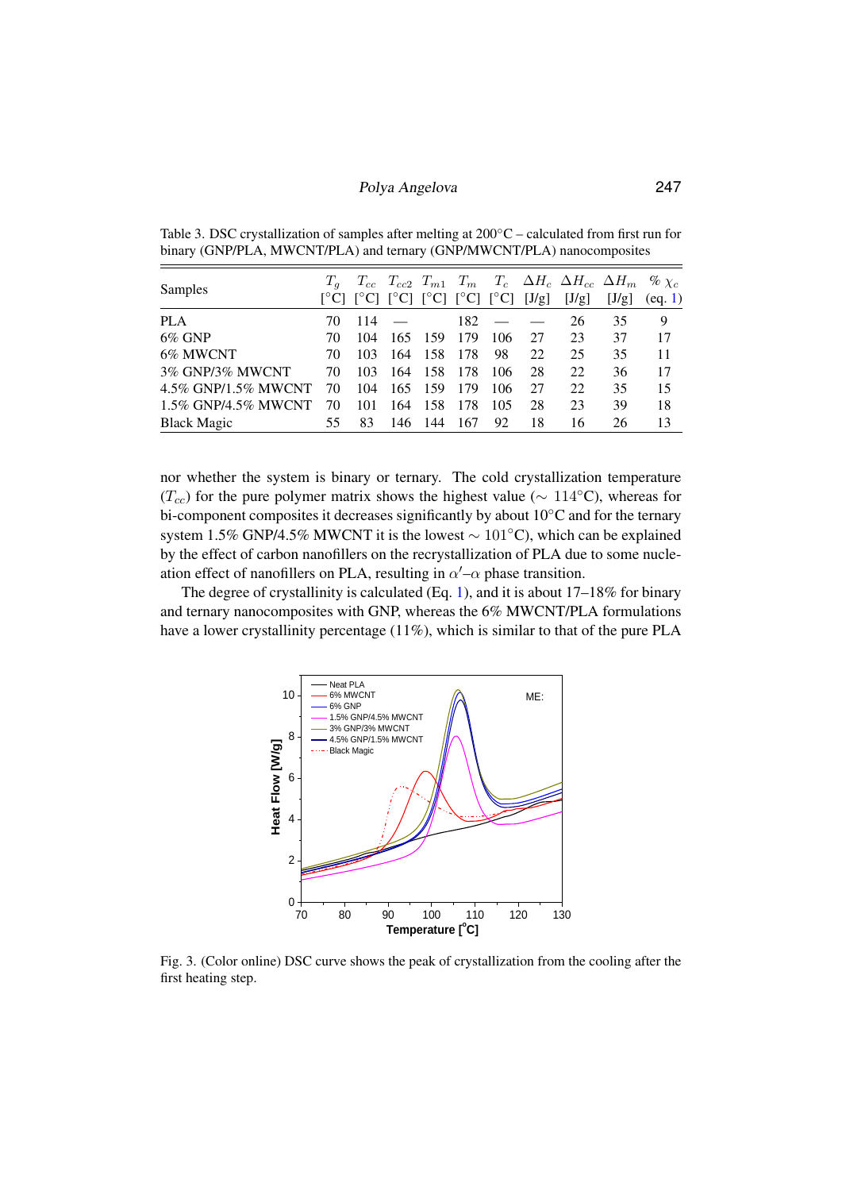Table 3. DSC crystallization of samples after melting at 200°C – calculated from first run for binary (GNP/PLA, MWCNT/PLA) and ternary (GNP/MWCNT/PLA) nanocomposites

| Samples | $T_g$ [°C] | $T_{cc}$ [°C] | $T_{cc2}$ [°C] | $T_{m1}$ [°C] | $T_m$ [°C] | $T_c$ [°C] | $\Delta H_c$ [J/g] | $\Delta H_{cc}$ [J/g] | $\Delta H_m$ [J/g] | % $\chi_c$ (eq. 1) |
|---|---|---|---|---|---|---|---|---|---|---|
| PLA | 70 | 114 | — | | 182 | — | — | 26 | 35 | 9 |
| 6% GNP | 70 | 104 | 165 | 159 | 179 | 106 | 27 | 23 | 37 | 17 |
| 6% MWCNT | 70 | 103 | 164 | 158 | 178 | 98 | 22 | 25 | 35 | 11 |
| 3% GNP/3% MWCNT | 70 | 103 | 164 | 158 | 178 | 106 | 28 | 22 | 36 | 17 |
| 4.5% GNP/1.5% MWCNT | 70 | 104 | 165 | 159 | 179 | 106 | 27 | 22 | 35 | 15 |
| 1.5% GNP/4.5% MWCNT | 70 | 101 | 164 | 158 | 178 | 105 | 28 | 23 | 39 | 18 |
| Black Magic | 55 | 83 | 146 | 144 | 167 | 92 | 18 | 16 | 26 | 13 |

nor whether the system is binary or ternary. The cold crystallization temperature ($T_{cc}$) for the pure polymer matrix shows the highest value ($\sim 114$°C), whereas for bi-component composites it decreases significantly by about 10°C and for the ternary system 1.5% GNP/4.5% MWCNT it is the lowest $\sim 101$°C), which can be explained by the effect of carbon nanofillers on the recrystallization of PLA due to some nucleation effect of nanofillers on PLA, resulting in $\alpha'$–$\alpha$ phase transition.

The degree of crystallinity is calculated (Eq. 1), and it is about 17–18% for binary and ternary nanocomposites with GNP, whereas the 6% MWCNT/PLA formulations have a lower crystallinity percentage (11%), which is similar to that of the pure PLA

Fig. 3. (Color online) DSC curve shows the peak of crystallization from the cooling after the first heating step.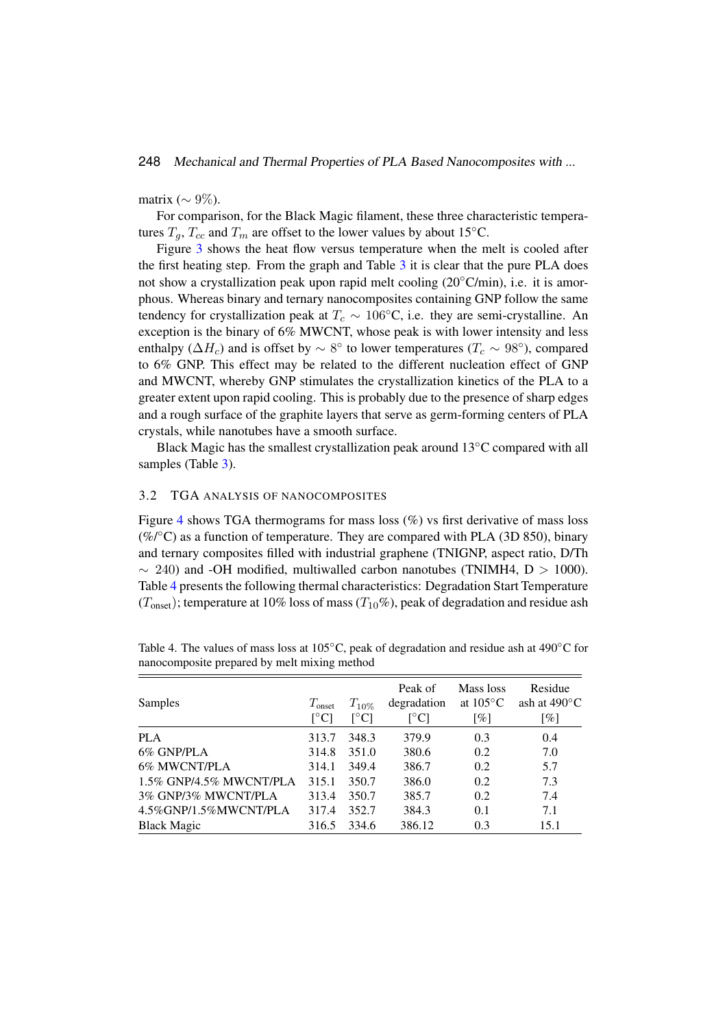matrix ($\sim 9\%$).

For comparison, for the Black Magic filament, these three characteristic temperatures $T_g$, $T_{cc}$ and $T_m$ are offset to the lower values by about 15°C.

Figure 3 shows the heat flow versus temperature when the melt is cooled after the first heating step. From the graph and Table 3 it is clear that the pure PLA does not show a crystallization peak upon rapid melt cooling (20°C/min), i.e. it is amorphous. Whereas binary and ternary nanocomposites containing GNP follow the same tendency for crystallization peak at $T_c \sim 106$°C, i.e. they are semi-crystalline. An exception is the binary of 6% MWCNT, whose peak is with lower intensity and less enthalpy ($\Delta H_c$) and is offset by $\sim 8°$ to lower temperatures ($T_c \sim 98°$), compared to 6% GNP. This effect may be related to the different nucleation effect of GNP and MWCNT, whereby GNP stimulates the crystallization kinetics of the PLA to a greater extent upon rapid cooling. This is probably due to the presence of sharp edges and a rough surface of the graphite layers that serve as germ-forming centers of PLA crystals, while nanotubes have a smooth surface.

Black Magic has the smallest crystallization peak around 13°C compared with all samples (Table 3).

### 3.2 TGA analysis of nanocomposites

Figure 4 shows TGA thermograms for mass loss (%) vs first derivative of mass loss (%/°C) as a function of temperature. They are compared with PLA (3D 850), binary and ternary composites filled with industrial graphene (TNIGNP, aspect ratio, D/Th $\sim 240$) and -OH modified, multiwalled carbon nanotubes (TNIMH4, D $> 1000$). Table 4 presents the following thermal characteristics: Degradation Start Temperature ($T_{\text{onset}}$); temperature at 10% loss of mass ($T_{10}\%$), peak of degradation and residue ash

Table 4. The values of mass loss at 105°C, peak of degradation and residue ash at 490°C for nanocomposite prepared by melt mixing method

| Samples | $T_{\text{onset}}$ [°C] | $T_{10\%}$ [°C] | Peak of degradation [°C] | Mass loss at 105°C [%] | Residue ash at 490°C [%] |
|---|---|---|---|---|---|
| PLA | 313.7 | 348.3 | 379.9 | 0.3 | 0.4 |
| 6% GNP/PLA | 314.8 | 351.0 | 380.6 | 0.2 | 7.0 |
| 6% MWCNT/PLA | 314.1 | 349.4 | 386.7 | 0.2 | 5.7 |
| 1.5% GNP/4.5% MWCNT/PLA | 315.1 | 350.7 | 386.0 | 0.2 | 7.3 |
| 3% GNP/3% MWCNT/PLA | 313.4 | 350.7 | 385.7 | 0.2 | 7.4 |
| 4.5%GNP/1.5%MWCNT/PLA | 317.4 | 352.7 | 384.3 | 0.1 | 7.1 |
| Black Magic | 316.5 | 334.6 | 386.12 | 0.3 | 15.1 |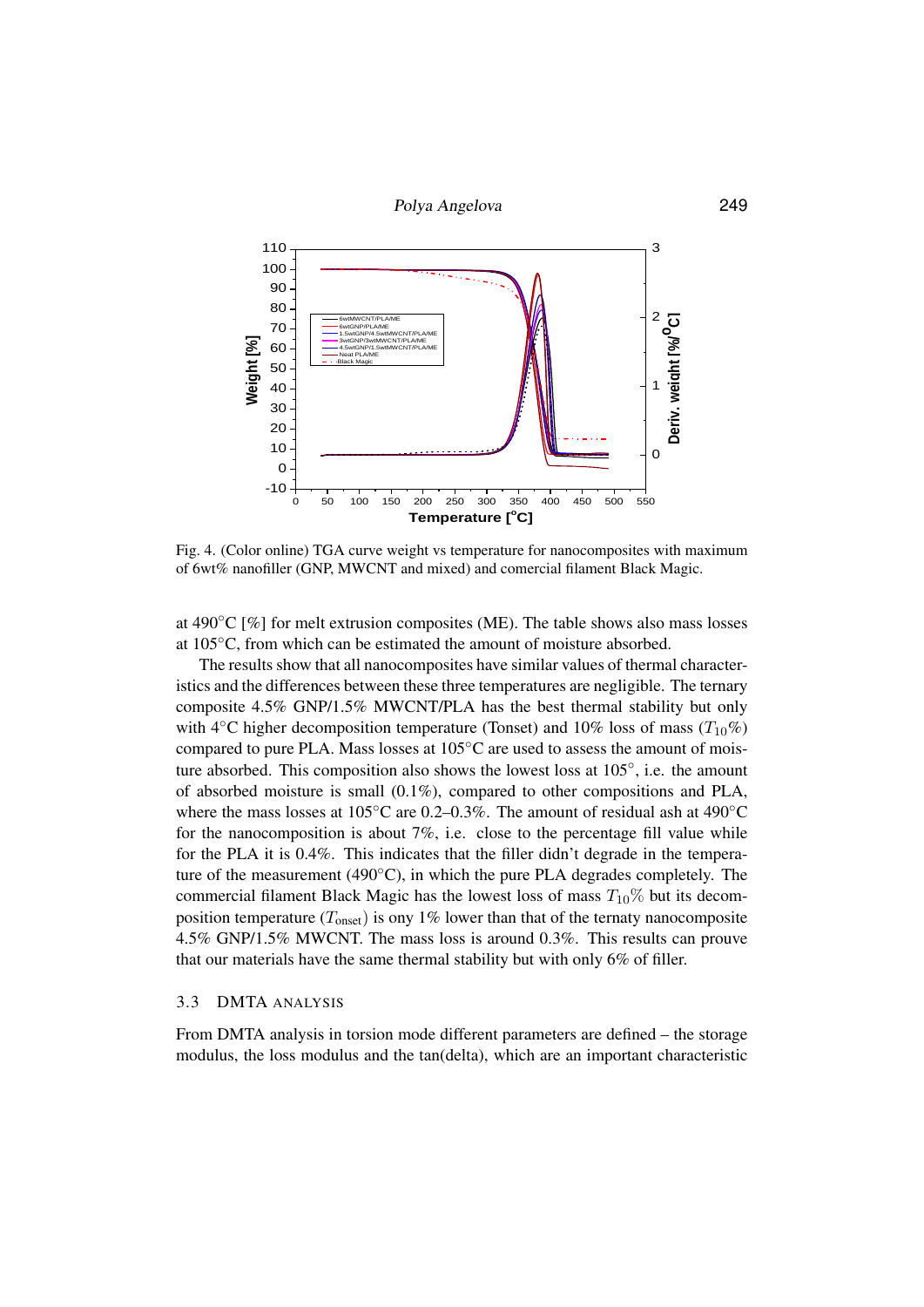Fig. 4. (Color online) TGA curve weight vs temperature for nanocomposites with maximum of 6wt% nanofiller (GNP, MWCNT and mixed) and comercial filament Black Magic.

at 490°C [%] for melt extrusion composites (ME). The table shows also mass losses at 105°C, from which can be estimated the amount of moisture absorbed.

The results show that all nanocomposites have similar values of thermal characteristics and the differences between these three temperatures are negligible. The ternary composite 4.5% GNP/1.5% MWCNT/PLA has the best thermal stability but only with 4°C higher decomposition temperature (Tonset) and 10% loss of mass ($T_{10}\%$) compared to pure PLA. Mass losses at 105°C are used to assess the amount of moisture absorbed. This composition also shows the lowest loss at 105°, i.e. the amount of absorbed moisture is small (0.1%), compared to other compositions and PLA, where the mass losses at 105°C are 0.2–0.3%. The amount of residual ash at 490°C for the nanocomposition is about 7%, i.e. close to the percentage fill value while for the PLA it is 0.4%. This indicates that the filler didn't degrade in the temperature of the measurement (490°C), in which the pure PLA degrades completely. The commercial filament Black Magic has the lowest loss of mass $T_{10}\%$ but its decomposition temperature ($T_{\mathrm{onset}}$) is ony 1% lower than that of the ternaty nanocomposite 4.5% GNP/1.5% MWCNT. The mass loss is around 0.3%. This results can prouve that our materials have the same thermal stability but with only 6% of filler.

### 3.3 DMTA ANALYSIS

From DMTA analysis in torsion mode different parameters are defined – the storage modulus, the loss modulus and the tan(delta), which are an important characteristic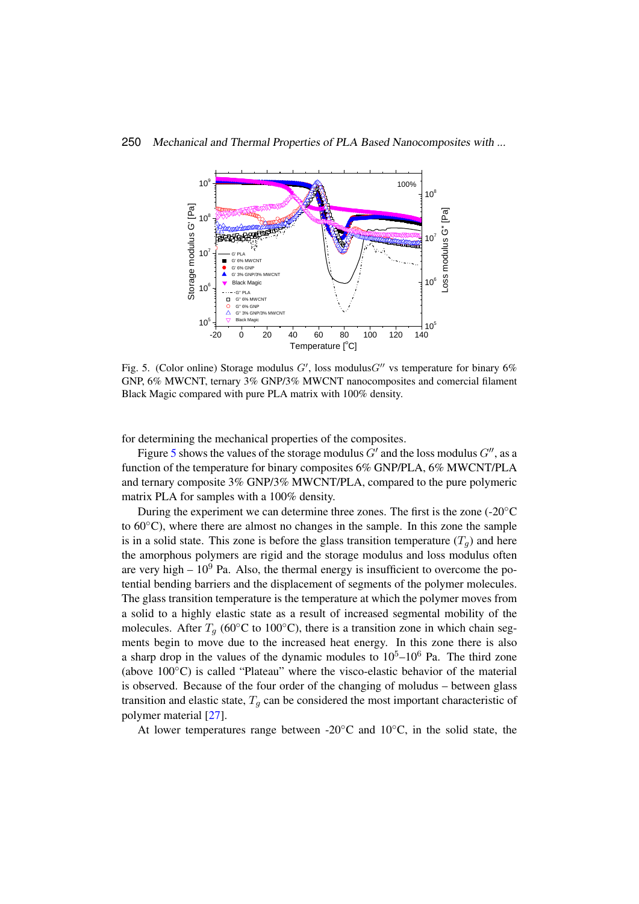Fig. 5. (Color online) Storage modulus $G'$, loss modulus$G''$ vs temperature for binary 6% GNP, 6% MWCNT, ternary 3% GNP/3% MWCNT nanocomposites and comercial filament Black Magic compared with pure PLA matrix with 100% density.

for determining the mechanical properties of the composites.

Figure 5 shows the values of the storage modulus $G'$ and the loss modulus $G''$, as a function of the temperature for binary composites 6% GNP/PLA, 6% MWCNT/PLA and ternary composite 3% GNP/3% MWCNT/PLA, compared to the pure polymeric matrix PLA for samples with a 100% density.

During the experiment we can determine three zones. The first is the zone (-20°C to 60°C), where there are almost no changes in the sample. In this zone the sample is in a solid state. This zone is before the glass transition temperature ($T_g$) and here the amorphous polymers are rigid and the storage modulus and loss modulus often are very high – $10^9$ Pa. Also, the thermal energy is insufficient to overcome the potential bending barriers and the displacement of segments of the polymer molecules. The glass transition temperature is the temperature at which the polymer moves from a solid to a highly elastic state as a result of increased segmental mobility of the molecules. After $T_g$ (60°C to 100°C), there is a transition zone in which chain segments begin to move due to the increased heat energy. In this zone there is also a sharp drop in the values of the dynamic modules to $10^5$–$10^6$ Pa. The third zone (above 100°C) is called "Plateau" where the visco-elastic behavior of the material is observed. Because of the four order of the changing of moludus – between glass transition and elastic state, $T_g$ can be considered the most important characteristic of polymer material [27].

At lower temperatures range between -20°C and 10°C, in the solid state, the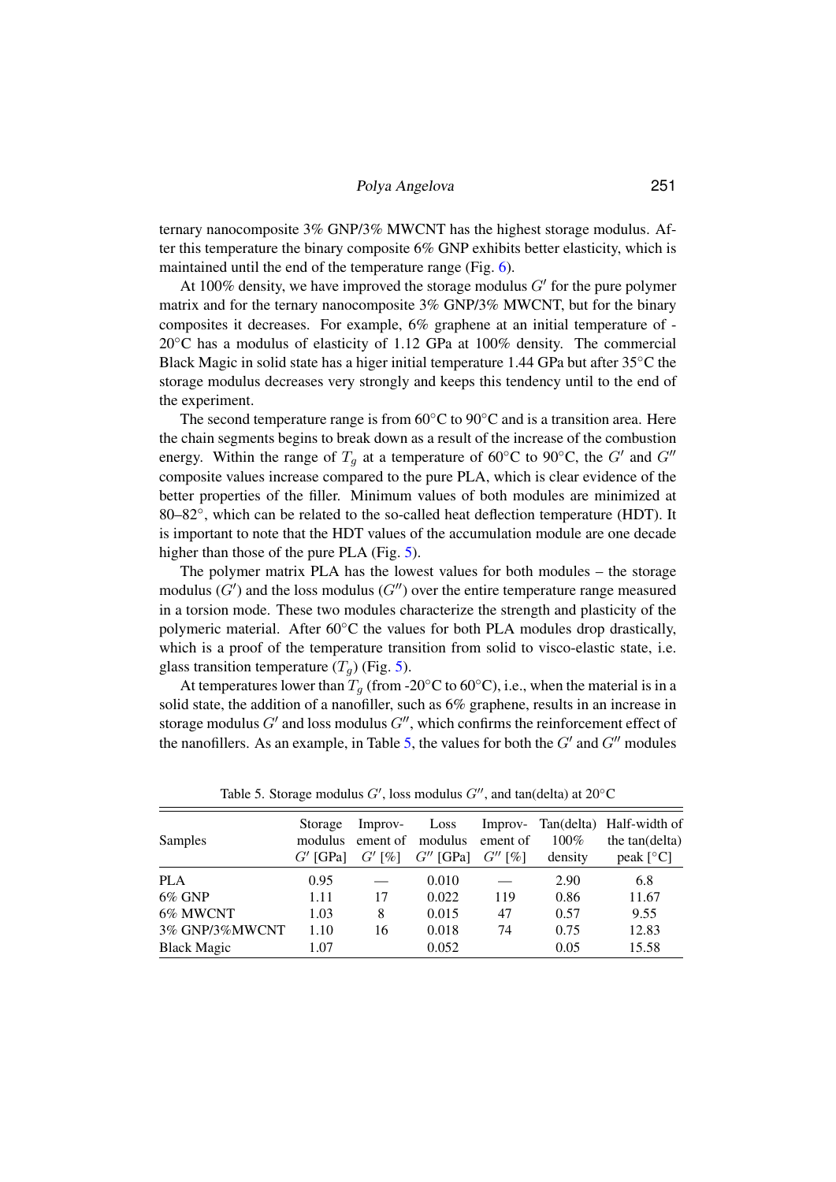ternary nanocomposite 3% GNP/3% MWCNT has the highest storage modulus. After this temperature the binary composite 6% GNP exhibits better elasticity, which is maintained until the end of the temperature range (Fig. 6).

At 100% density, we have improved the storage modulus $G'$ for the pure polymer matrix and for the ternary nanocomposite 3% GNP/3% MWCNT, but for the binary composites it decreases. For example, 6% graphene at an initial temperature of -20°C has a modulus of elasticity of 1.12 GPa at 100% density. The commercial Black Magic in solid state has a higer initial temperature 1.44 GPa but after 35°C the storage modulus decreases very strongly and keeps this tendency until to the end of the experiment.

The second temperature range is from 60°C to 90°C and is a transition area. Here the chain segments begins to break down as a result of the increase of the combustion energy. Within the range of $T_g$ at a temperature of 60°C to 90°C, the $G'$ and $G''$ composite values increase compared to the pure PLA, which is clear evidence of the better properties of the filler. Minimum values of both modules are minimized at 80–82°, which can be related to the so-called heat deflection temperature (HDT). It is important to note that the HDT values of the accumulation module are one decade higher than those of the pure PLA (Fig. 5).

The polymer matrix PLA has the lowest values for both modules – the storage modulus ($G'$) and the loss modulus ($G''$) over the entire temperature range measured in a torsion mode. These two modules characterize the strength and plasticity of the polymeric material. After 60°C the values for both PLA modules drop drastically, which is a proof of the temperature transition from solid to visco-elastic state, i.e. glass transition temperature ($T_g$) (Fig. 5).

At temperatures lower than $T_g$ (from -20°C to 60°C), i.e., when the material is in a solid state, the addition of a nanofiller, such as 6% graphene, results in an increase in storage modulus $G'$ and loss modulus $G''$, which confirms the reinforcement effect of the nanofillers. As an example, in Table 5, the values for both the $G'$ and $G''$ modules

Table 5. Storage modulus $G'$, loss modulus $G''$, and tan(delta) at 20°C

| Samples | Storage modulus $G'$ [GPa] | Improvement of $G'$ [%] | Loss modulus $G''$ [GPa] | Improvement of $G''$ [%] | Tan(delta) 100% density | Half-width of the tan(delta) peak [°C] |
|---|---|---|---|---|---|---|
| PLA | 0.95 | — | 0.010 | — | 2.90 | 6.8 |
| 6% GNP | 1.11 | 17 | 0.022 | 119 | 0.86 | 11.67 |
| 6% MWCNT | 1.03 | 8 | 0.015 | 47 | 0.57 | 9.55 |
| 3% GNP/3%MWCNT | 1.10 | 16 | 0.018 | 74 | 0.75 | 12.83 |
| Black Magic | 1.07 | | 0.052 | | 0.05 | 15.58 |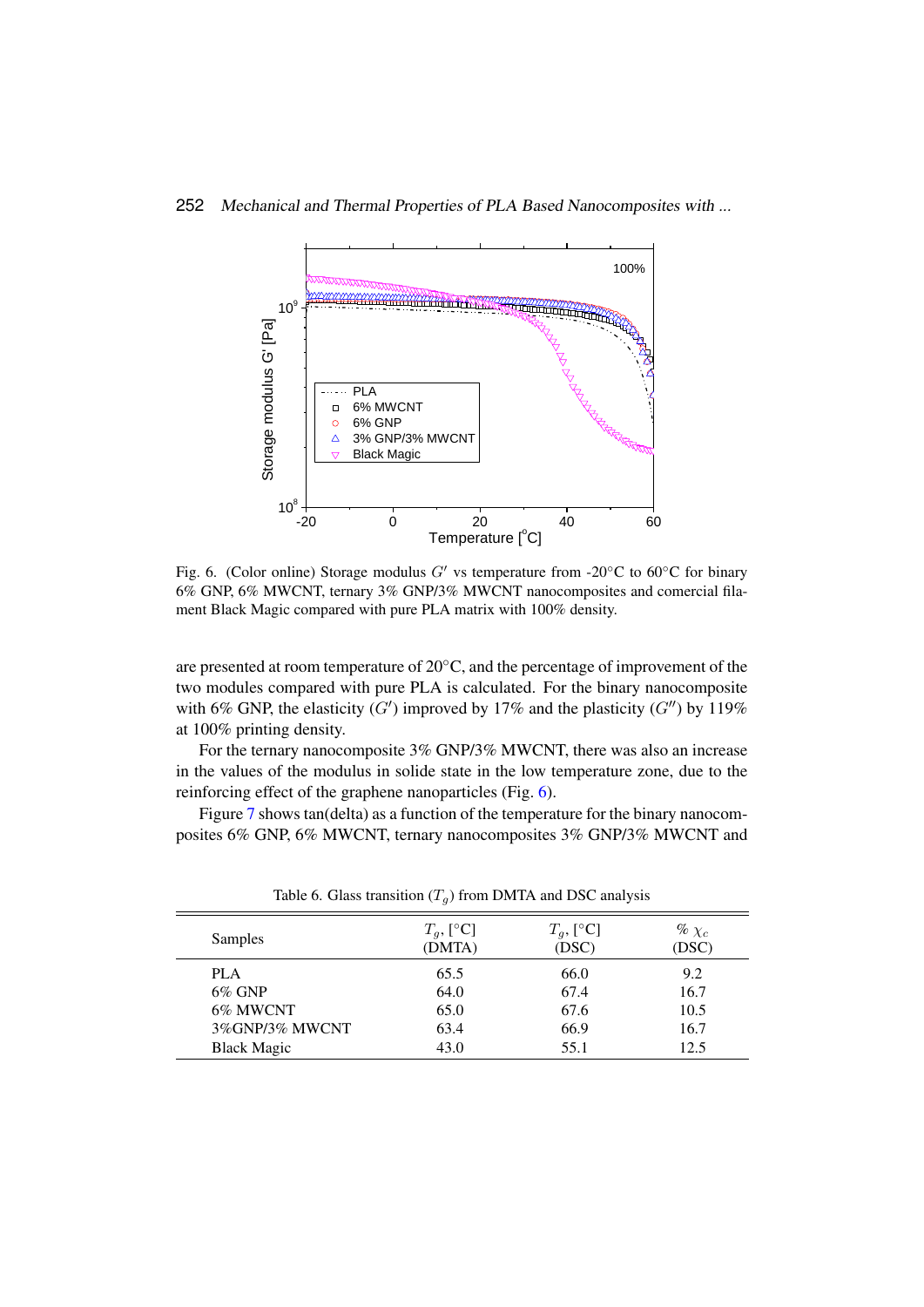Fig. 6. (Color online) Storage modulus $G'$ vs temperature from -20°C to 60°C for binary 6% GNP, 6% MWCNT, ternary 3% GNP/3% MWCNT nanocomposites and comercial filament Black Magic compared with pure PLA matrix with 100% density.

are presented at room temperature of 20°C, and the percentage of improvement of the two modules compared with pure PLA is calculated. For the binary nanocomposite with 6% GNP, the elasticity ($G'$) improved by 17% and the plasticity ($G''$) by 119% at 100% printing density.

For the ternary nanocomposite 3% GNP/3% MWCNT, there was also an increase in the values of the modulus in solide state in the low temperature zone, due to the reinforcing effect of the graphene nanoparticles (Fig. 6).

Figure 7 shows tan(delta) as a function of the temperature for the binary nanocomposites 6% GNP, 6% MWCNT, ternary nanocomposites 3% GNP/3% MWCNT and

Table 6. Glass transition ($T_g$) from DMTA and DSC analysis

| Samples | $T_g$, [°C] (DMTA) | $T_g$, [°C] (DSC) | % $\chi_c$ (DSC) |
|---|---|---|---|
| PLA | 65.5 | 66.0 | 9.2 |
| 6% GNP | 64.0 | 67.4 | 16.7 |
| 6% MWCNT | 65.0 | 67.6 | 10.5 |
| 3%GNP/3% MWCNT | 63.4 | 66.9 | 16.7 |
| Black Magic | 43.0 | 55.1 | 12.5 |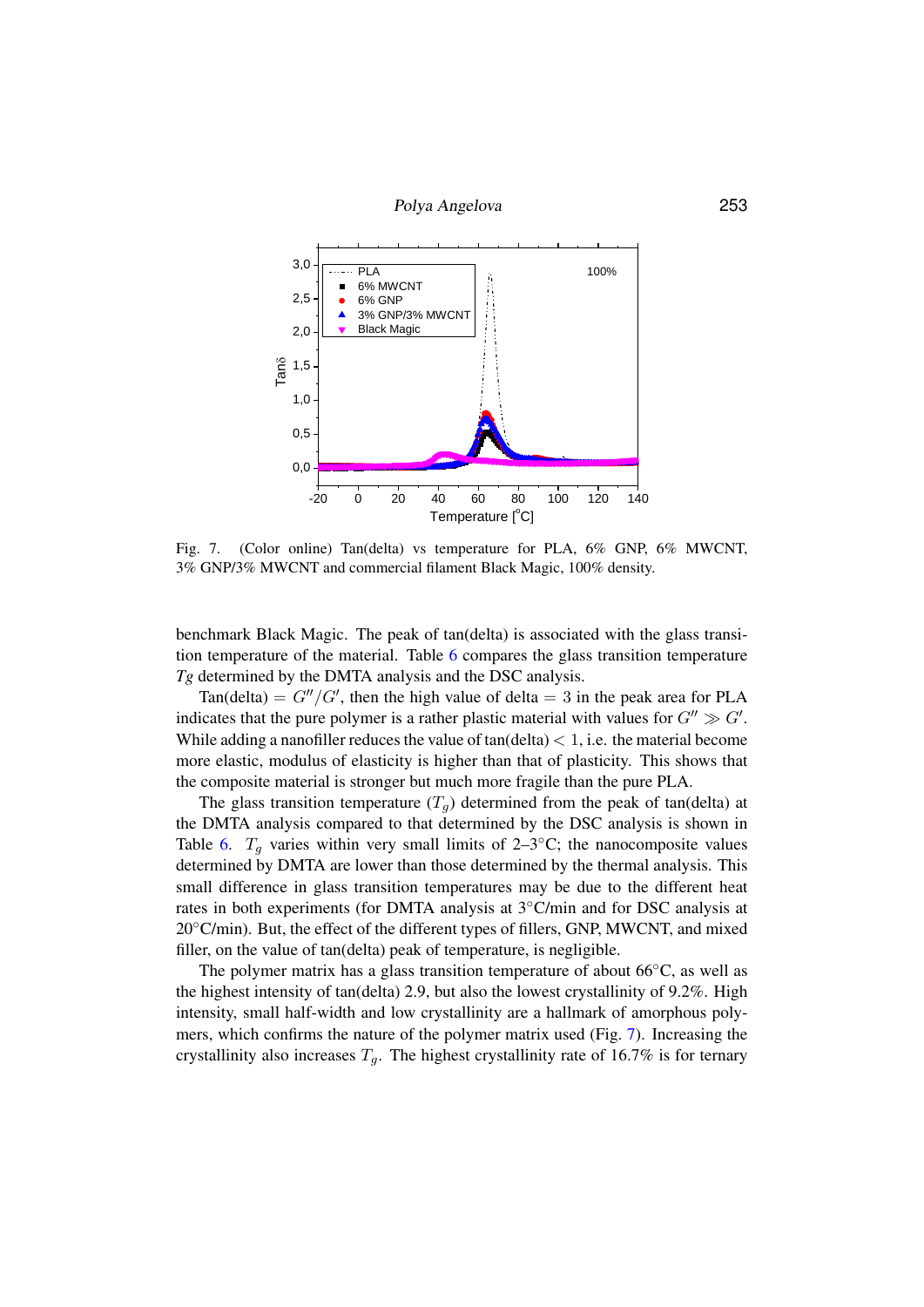Fig. 7. (Color online) Tan(delta) vs temperature for PLA, 6% GNP, 6% MWCNT, 3% GNP/3% MWCNT and commercial filament Black Magic, 100% density.

benchmark Black Magic. The peak of tan(delta) is associated with the glass transition temperature of the material. Table 6 compares the glass transition temperature *Tg* determined by the DMTA analysis and the DSC analysis.

Tan(delta) $= G''/G'$, then the high value of delta $= 3$ in the peak area for PLA indicates that the pure polymer is a rather plastic material with values for $G'' \gg G'$. While adding a nanofiller reduces the value of tan(delta) $< 1$, i.e. the material become more elastic, modulus of elasticity is higher than that of plasticity. This shows that the composite material is stronger but much more fragile than the pure PLA.

The glass transition temperature ($T_g$) determined from the peak of tan(delta) at the DMTA analysis compared to that determined by the DSC analysis is shown in Table 6. $T_g$ varies within very small limits of 2–3°C; the nanocomposite values determined by DMTA are lower than those determined by the thermal analysis. This small difference in glass transition temperatures may be due to the different heat rates in both experiments (for DMTA analysis at 3°C/min and for DSC analysis at 20°C/min). But, the effect of the different types of fillers, GNP, MWCNT, and mixed filler, on the value of tan(delta) peak of temperature, is negligible.

The polymer matrix has a glass transition temperature of about 66°C, as well as the highest intensity of tan(delta) 2.9, but also the lowest crystallinity of 9.2%. High intensity, small half-width and low crystallinity are a hallmark of amorphous polymers, which confirms the nature of the polymer matrix used (Fig. 7). Increasing the crystallinity also increases $T_g$. The highest crystallinity rate of 16.7% is for ternary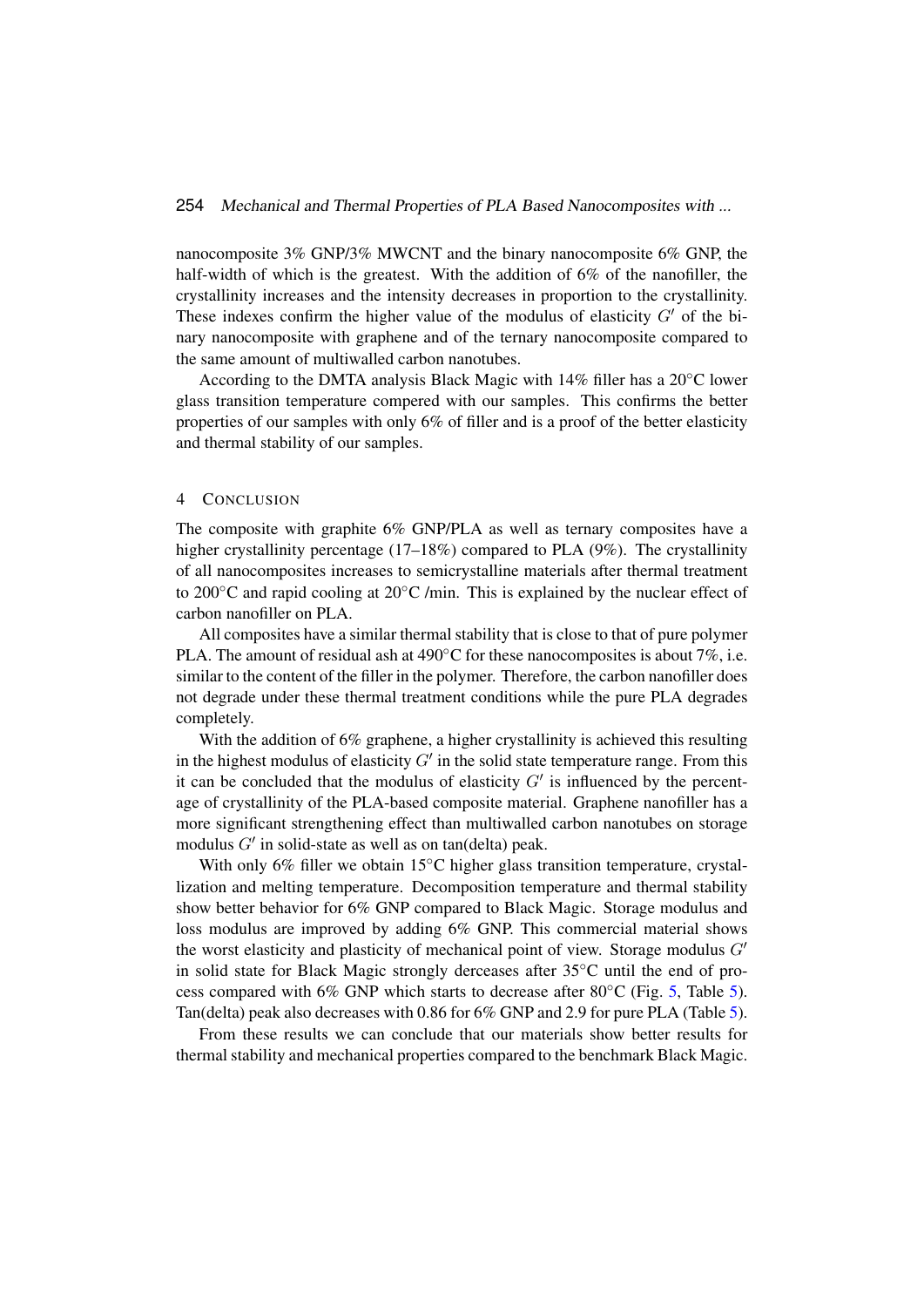nanocomposite 3% GNP/3% MWCNT and the binary nanocomposite 6% GNP, the half-width of which is the greatest. With the addition of 6% of the nanofiller, the crystallinity increases and the intensity decreases in proportion to the crystallinity. These indexes confirm the higher value of the modulus of elasticity $G'$ of the binary nanocomposite with graphene and of the ternary nanocomposite compared to the same amount of multiwalled carbon nanotubes.

According to the DMTA analysis Black Magic with 14% filler has a 20°C lower glass transition temperature compered with our samples. This confirms the better properties of our samples with only 6% of filler and is a proof of the better elasticity and thermal stability of our samples.

## 4 Conclusion

The composite with graphite 6% GNP/PLA as well as ternary composites have a higher crystallinity percentage (17–18%) compared to PLA (9%). The crystallinity of all nanocomposites increases to semicrystalline materials after thermal treatment to 200°C and rapid cooling at 20°C /min. This is explained by the nuclear effect of carbon nanofiller on PLA.

All composites have a similar thermal stability that is close to that of pure polymer PLA. The amount of residual ash at 490°C for these nanocomposites is about 7%, i.e. similar to the content of the filler in the polymer. Therefore, the carbon nanofiller does not degrade under these thermal treatment conditions while the pure PLA degrades completely.

With the addition of 6% graphene, a higher crystallinity is achieved this resulting in the highest modulus of elasticity $G'$ in the solid state temperature range. From this it can be concluded that the modulus of elasticity $G'$ is influenced by the percentage of crystallinity of the PLA-based composite material. Graphene nanofiller has a more significant strengthening effect than multiwalled carbon nanotubes on storage modulus $G'$ in solid-state as well as on tan(delta) peak.

With only 6% filler we obtain 15°C higher glass transition temperature, crystallization and melting temperature. Decomposition temperature and thermal stability show better behavior for 6% GNP compared to Black Magic. Storage modulus and loss modulus are improved by adding 6% GNP. This commercial material shows the worst elasticity and plasticity of mechanical point of view. Storage modulus $G'$ in solid state for Black Magic strongly derceases after 35°C until the end of process compared with 6% GNP which starts to decrease after 80°C (Fig. 5, Table 5). Tan(delta) peak also decreases with 0.86 for 6% GNP and 2.9 for pure PLA (Table 5).

From these results we can conclude that our materials show better results for thermal stability and mechanical properties compared to the benchmark Black Magic.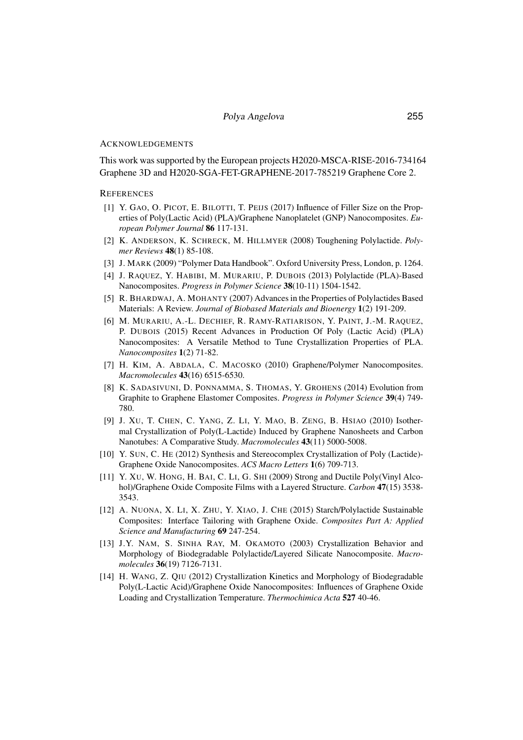## Acknowledgements

This work was supported by the European projects H2020-MSCA-RISE-2016-734164 Graphene 3D and H2020-SGA-FET-GRAPHENE-2017-785219 Graphene Core 2.

## References

[1] Y. Gao, O. Picot, E. Bilotti, T. Peijs (2017) Influence of Filler Size on the Properties of Poly(Lactic Acid) (PLA)/Graphene Nanoplatelet (GNP) Nanocomposites. *European Polymer Journal* **86** 117-131.

[2] K. Anderson, K. Schreck, M. Hillmyer (2008) Toughening Polylactide. *Polymer Reviews* **48**(1) 85-108.

[3] J. Mark (2009) "Polymer Data Handbook". Oxford University Press, London, p. 1264.

[4] J. Raquez, Y. Habibi, M. Murariu, P. Dubois (2013) Polylactide (PLA)-Based Nanocomposites. *Progress in Polymer Science* **38**(10-11) 1504-1542.

[5] R. Bhardwaj, A. Mohanty (2007) Advances in the Properties of Polylactides Based Materials: A Review. *Journal of Biobased Materials and Bioenergy* **1**(2) 191-209.

[6] M. Murariu, A.-L. Dechief, R. Ramy-Ratiarison, Y. Paint, J.-M. Raquez, P. Dubois (2015) Recent Advances in Production Of Poly (Lactic Acid) (PLA) Nanocomposites: A Versatile Method to Tune Crystallization Properties of PLA. *Nanocomposites* **1**(2) 71-82.

[7] H. Kim, A. Abdala, C. Macosko (2010) Graphene/Polymer Nanocomposites. *Macromolecules* **43**(16) 6515-6530.

[8] K. Sadasivuni, D. Ponnamma, S. Thomas, Y. Grohens (2014) Evolution from Graphite to Graphene Elastomer Composites. *Progress in Polymer Science* **39**(4) 749-780.

[9] J. Xu, T. Chen, C. Yang, Z. Li, Y. Mao, B. Zeng, B. Hsiao (2010) Isothermal Crystallization of Poly(L-Lactide) Induced by Graphene Nanosheets and Carbon Nanotubes: A Comparative Study. *Macromolecules* **43**(11) 5000-5008.

[10] Y. Sun, C. He (2012) Synthesis and Stereocomplex Crystallization of Poly (Lactide)-Graphene Oxide Nanocomposites. *ACS Macro Letters* **1**(6) 709-713.

[11] Y. Xu, W. Hong, H. Bai, C. Li, G. Shi (2009) Strong and Ductile Poly(Vinyl Alcohol)/Graphene Oxide Composite Films with a Layered Structure. *Carbon* **47**(15) 3538-3543.

[12] A. Nuona, X. Li, X. Zhu, Y. Xiao, J. Che (2015) Starch/Polylactide Sustainable Composites: Interface Tailoring with Graphene Oxide. *Composites Part A: Applied Science and Manufacturing* **69** 247-254.

[13] J.Y. Nam, S. Sinha Ray, M. Okamoto (2003) Crystallization Behavior and Morphology of Biodegradable Polylactide/Layered Silicate Nanocomposite. *Macromolecules* **36**(19) 7126-7131.

[14] H. Wang, Z. Qiu (2012) Crystallization Kinetics and Morphology of Biodegradable Poly(L-Lactic Acid)/Graphene Oxide Nanocomposites: Influences of Graphene Oxide Loading and Crystallization Temperature. *Thermochimica Acta* **527** 40-46.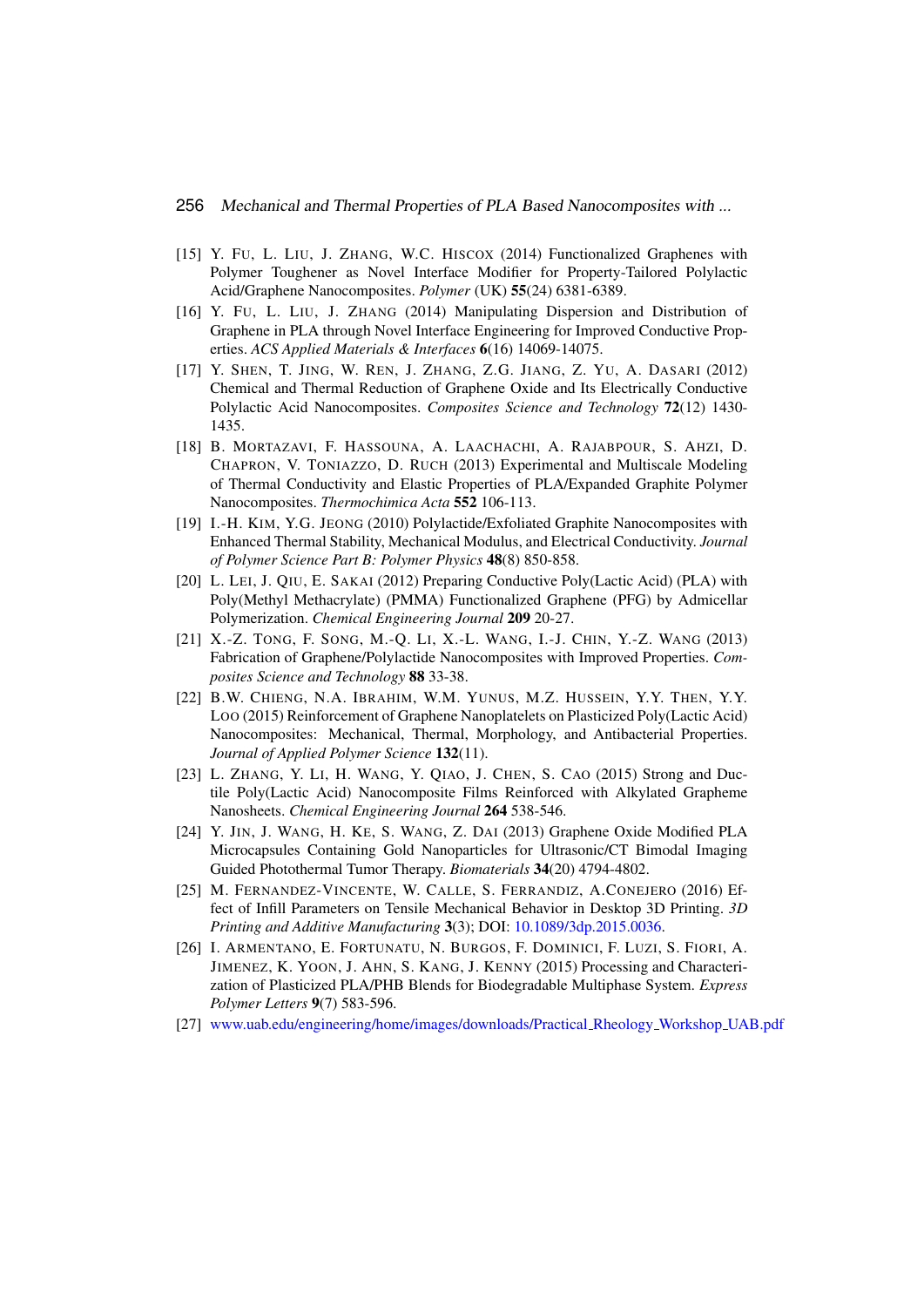[15] Y. Fu, L. Liu, J. Zhang, W.C. Hiscox (2014) Functionalized Graphenes with Polymer Toughener as Novel Interface Modifier for Property-Tailored Polylactic Acid/Graphene Nanocomposites. *Polymer* (UK) **55**(24) 6381-6389.

[16] Y. Fu, L. Liu, J. Zhang (2014) Manipulating Dispersion and Distribution of Graphene in PLA through Novel Interface Engineering for Improved Conductive Properties. *ACS Applied Materials & Interfaces* **6**(16) 14069-14075.

[17] Y. Shen, T. Jing, W. Ren, J. Zhang, Z.G. Jiang, Z. Yu, A. Dasari (2012) Chemical and Thermal Reduction of Graphene Oxide and Its Electrically Conductive Polylactic Acid Nanocomposites. *Composites Science and Technology* **72**(12) 1430-1435.

[18] B. Mortazavi, F. Hassouna, A. Laachachi, A. Rajabpour, S. Ahzi, D. Chapron, V. Toniazzo, D. Ruch (2013) Experimental and Multiscale Modeling of Thermal Conductivity and Elastic Properties of PLA/Expanded Graphite Polymer Nanocomposites. *Thermochimica Acta* **552** 106-113.

[19] I.-H. Kim, Y.G. Jeong (2010) Polylactide/Exfoliated Graphite Nanocomposites with Enhanced Thermal Stability, Mechanical Modulus, and Electrical Conductivity. *Journal of Polymer Science Part B: Polymer Physics* **48**(8) 850-858.

[20] L. Lei, J. Qiu, E. Sakai (2012) Preparing Conductive Poly(Lactic Acid) (PLA) with Poly(Methyl Methacrylate) (PMMA) Functionalized Graphene (PFG) by Admicellar Polymerization. *Chemical Engineering Journal* **209** 20-27.

[21] X.-Z. Tong, F. Song, M.-Q. Li, X.-L. Wang, I.-J. Chin, Y.-Z. Wang (2013) Fabrication of Graphene/Polylactide Nanocomposites with Improved Properties. *Composites Science and Technology* **88** 33-38.

[22] B.W. Chieng, N.A. Ibrahim, W.M. Yunus, M.Z. Hussein, Y.Y. Then, Y.Y. Loo (2015) Reinforcement of Graphene Nanoplatelets on Plasticized Poly(Lactic Acid) Nanocomposites: Mechanical, Thermal, Morphology, and Antibacterial Properties. *Journal of Applied Polymer Science* **132**(11).

[23] L. Zhang, Y. Li, H. Wang, Y. Qiao, J. Chen, S. Cao (2015) Strong and Ductile Poly(Lactic Acid) Nanocomposite Films Reinforced with Alkylated Grapheme Nanosheets. *Chemical Engineering Journal* **264** 538-546.

[24] Y. Jin, J. Wang, H. Ke, S. Wang, Z. Dai (2013) Graphene Oxide Modified PLA Microcapsules Containing Gold Nanoparticles for Ultrasonic/CT Bimodal Imaging Guided Photothermal Tumor Therapy. *Biomaterials* **34**(20) 4794-4802.

[25] M. Fernandez-Vincente, W. Calle, S. Ferrandiz, A.Conejero (2016) Effect of Infill Parameters on Tensile Mechanical Behavior in Desktop 3D Printing. *3D Printing and Additive Manufacturing* **3**(3); DOI: 10.1089/3dp.2015.0036.

[26] I. Armentano, E. Fortunatu, N. Burgos, F. Dominici, F. Luzi, S. Fiori, A. Jimenez, K. Yoon, J. Ahn, S. Kang, J. Kenny (2015) Processing and Characterization of Plasticized PLA/PHB Blends for Biodegradable Multiphase System. *Express Polymer Letters* **9**(7) 583-596.

[27] www.uab.edu/engineering/home/images/downloads/Practical_Rheology_Workshop_UAB.pdf